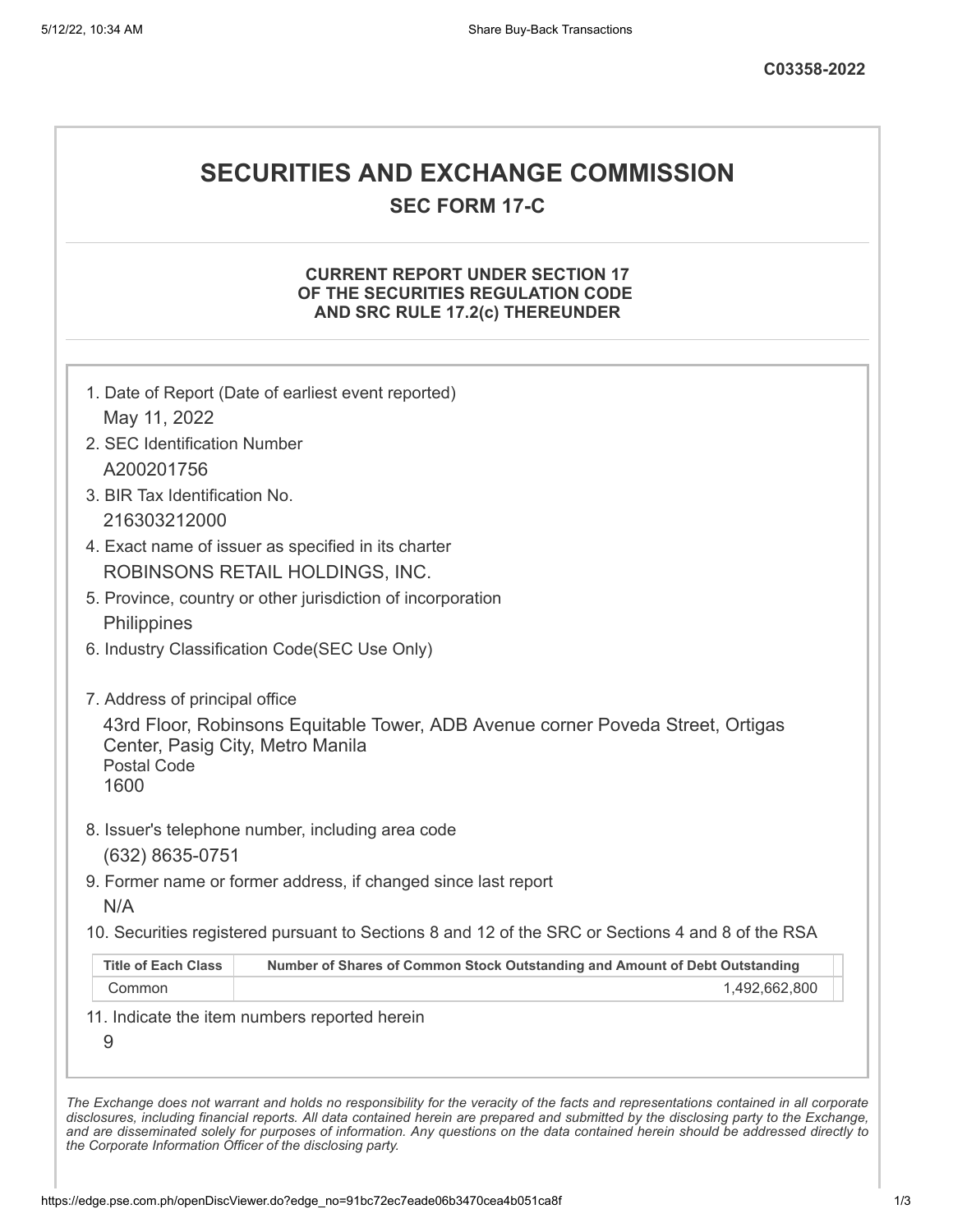C03358-2022

# SECURITIES AND EXCHANGE COMMISSION

## SEC FORM 17-C

### CURRENT REPORT UNDER SECTION 17 OF THE SECURITIES REGULATION CODE AND SRC RULE 17.2(c) THEREUNDER

1. Date of Report (Date of earliest event reported)
   May 11, 2022
2. SEC Identification Number
   A200201756
3. BIR Tax Identification No.
   216303212000
4. Exact name of issuer as specified in its charter
   ROBINSONS RETAIL HOLDINGS, INC.
5. Province, country or other jurisdiction of incorporation
   Philippines
6. Industry Classification Code(SEC Use Only)

7. Address of principal office
   43rd Floor, Robinsons Equitable Tower, ADB Avenue corner Poveda Street, Ortigas Center, Pasig City, Metro Manila
   Postal Code
   1600
8. Issuer's telephone number, including area code
   (632) 8635-0751
9. Former name or former address, if changed since last report
   N/A
10. Securities registered pursuant to Sections 8 and 12 of the SRC or Sections 4 and 8 of the RSA

| Title of Each Class | Number of Shares of Common Stock Outstanding and Amount of Debt Outstanding |
|---|---|
| Common | 1,492,662,800 |

11. Indicate the item numbers reported herein
   9

*The Exchange does not warrant and holds no responsibility for the veracity of the facts and representations contained in all corporate disclosures, including financial reports. All data contained herein are prepared and submitted by the disclosing party to the Exchange, and are disseminated solely for purposes of information. Any questions on the data contained herein should be addressed directly to the Corporate Information Officer of the disclosing party.*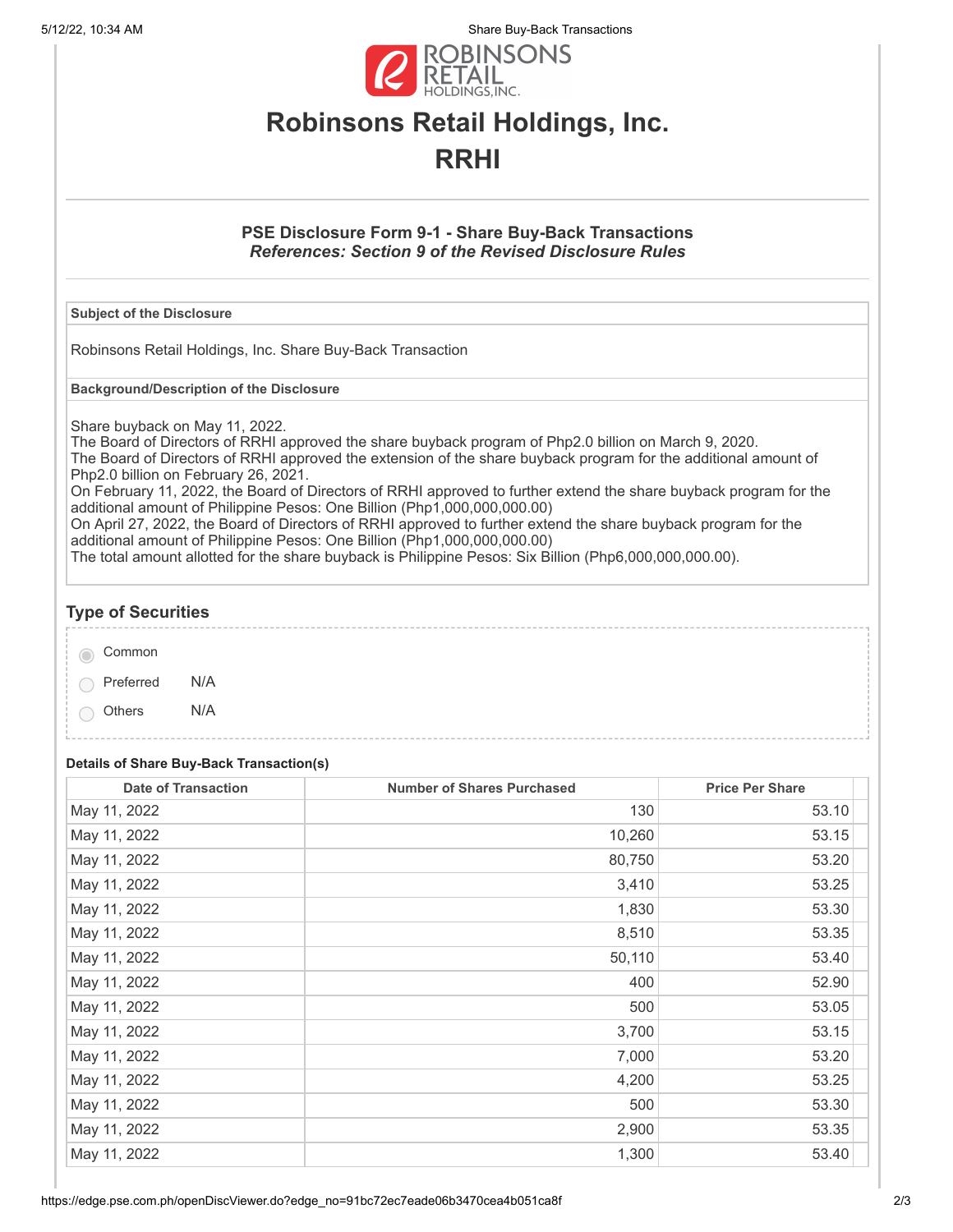# Robinsons Retail Holdings, Inc.

# RRHI

### PSE Disclosure Form 9-1 - Share Buy-Back Transactions

***References: Section 9 of the Revised Disclosure Rules***

| Subject of the Disclosure |
|---|
| Robinsons Retail Holdings, Inc. Share Buy-Back Transaction |

| Background/Description of the Disclosure |
|---|
| Share buyback on May 11, 2022.<br>The Board of Directors of RRHI approved the share buyback program of Php2.0 billion on March 9, 2020.<br>The Board of Directors of RRHI approved the extension of the share buyback program for the additional amount of Php2.0 billion on February 26, 2021.<br>On February 11, 2022, the Board of Directors of RRHI approved to further extend the share buyback program for the additional amount of Philippine Pesos: One Billion (Php1,000,000,000.00)<br>On April 27, 2022, the Board of Directors of RRHI approved to further extend the share buyback program for the additional amount of Philippine Pesos: One Billion (Php1,000,000,000.00)<br>The total amount allotted for the share buyback is Philippine Pesos: Six Billion (Php6,000,000,000.00). |

## Type of Securities

- ◉ Common
- ○ Preferred N/A
- ○ Others N/A

**Details of Share Buy-Back Transaction(s)**

| Date of Transaction | Number of Shares Purchased | Price Per Share |
|---|---:|---:|
| May 11, 2022 | 130 | 53.10 |
| May 11, 2022 | 10,260 | 53.15 |
| May 11, 2022 | 80,750 | 53.20 |
| May 11, 2022 | 3,410 | 53.25 |
| May 11, 2022 | 1,830 | 53.30 |
| May 11, 2022 | 8,510 | 53.35 |
| May 11, 2022 | 50,110 | 53.40 |
| May 11, 2022 | 400 | 52.90 |
| May 11, 2022 | 500 | 53.05 |
| May 11, 2022 | 3,700 | 53.15 |
| May 11, 2022 | 7,000 | 53.20 |
| May 11, 2022 | 4,200 | 53.25 |
| May 11, 2022 | 500 | 53.30 |
| May 11, 2022 | 2,900 | 53.35 |
| May 11, 2022 | 1,300 | 53.40 |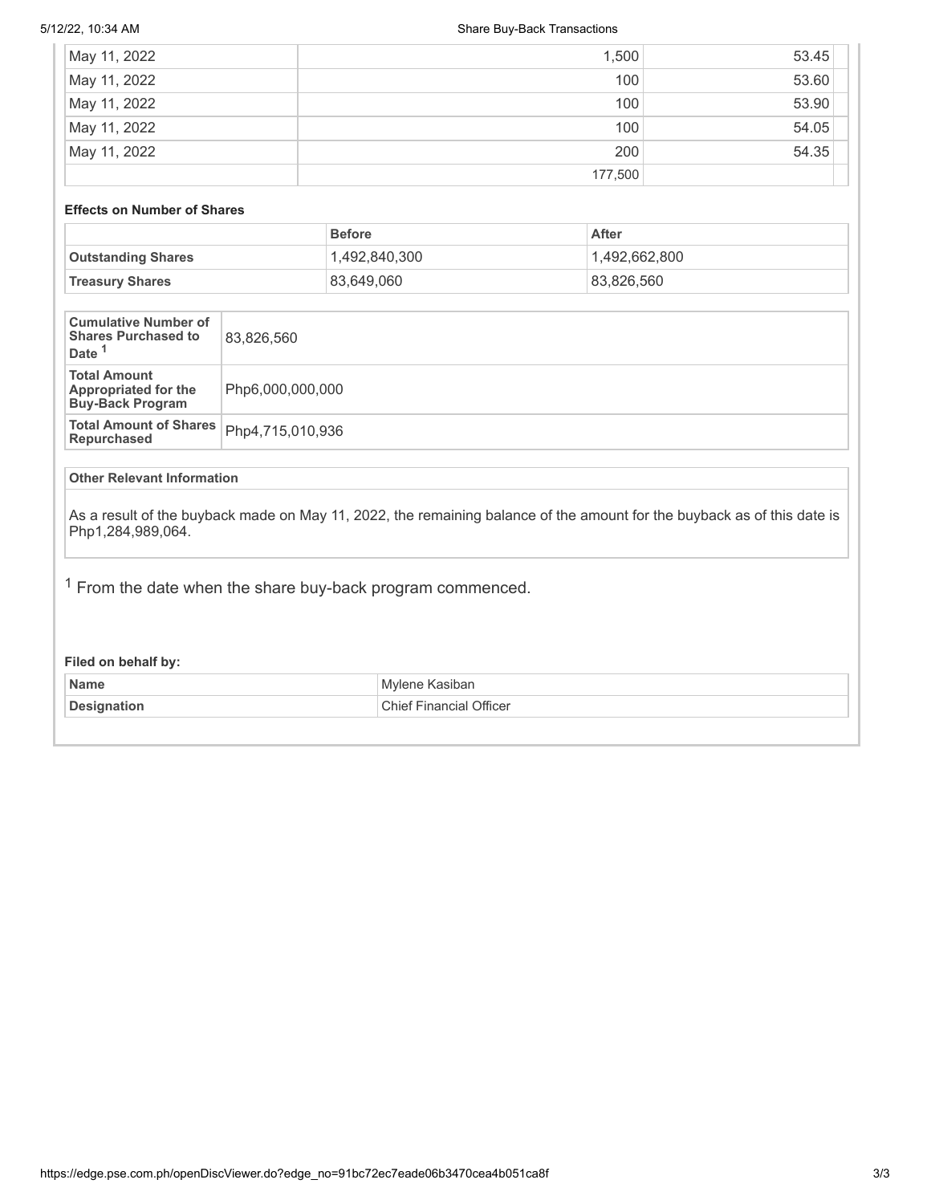| | | | |
|---|---|---|---|
| May 11, 2022 | 1,500 | 53.45 | |
| May 11, 2022 | 100 | 53.60 | |
| May 11, 2022 | 100 | 53.90 | |
| May 11, 2022 | 100 | 54.05 | |
| May 11, 2022 | 200 | 54.35 | |
| | 177,500 | | |

**Effects on Number of Shares**

| | Before | After |
|---|---|---|
| **Outstanding Shares** | 1,492,840,300 | 1,492,662,800 |
| **Treasury Shares** | 83,649,060 | 83,826,560 |

| | |
|---|---|
| **Cumulative Number of Shares Purchased to Date** [1] | 83,826,560 |
| **Total Amount Appropriated for the Buy-Back Program** | Php6,000,000,000 |
| **Total Amount of Shares Repurchased** | Php4,715,010,936 |

**Other Relevant Information**

As a result of the buyback made on May 11, 2022, the remaining balance of the amount for the buyback as of this date is Php1,284,989,064.

[1] From the date when the share buy-back program commenced.

**Filed on behalf by:**

| | |
|---|---|
| **Name** | Mylene Kasiban |
| **Designation** | Chief Financial Officer |